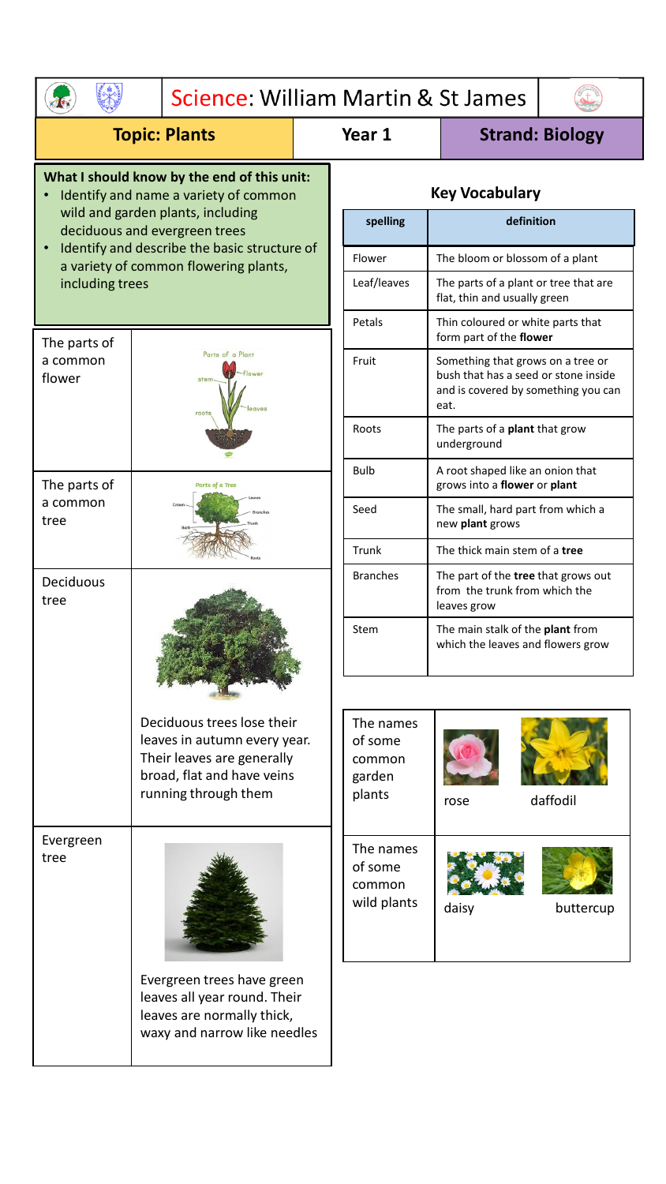# Science: William Martin & St James

| Topic: Plants | Year 1 | Strand: Biology |
| --- | --- | --- |

**What I should know by the end of this unit:**

- Identify and name a variety of common wild and garden plants, including deciduous and evergreen trees
- Identify and describe the basic structure of a variety of common flowering plants, including trees

| | |
| --- | --- |
| The parts of a common flower | Parts of a Plant: flower, stem, leaves, roots |
| The parts of a common tree | Parts of a Tree: Crown, Leaves, Branches, Trunk, Bark, Roots |
| Deciduous tree | Deciduous trees lose their leaves in autumn every year. Their leaves are generally broad, flat and have veins running through them |
| Evergreen tree | Evergreen trees have green leaves all year round. Their leaves are normally thick, waxy and narrow like needles |

## Key Vocabulary

| spelling | definition |
| --- | --- |
| Flower | The bloom or blossom of a plant |
| Leaf/leaves | The parts of a plant or tree that are flat, thin and usually green |
| Petals | Thin coloured or white parts that form part of the **flower** |
| Fruit | Something that grows on a tree or bush that has a seed or stone inside and is covered by something you can eat. |
| Roots | The parts of a **plant** that grow underground |
| Bulb | A root shaped like an onion that grows into a **flower** or **plant** |
| Seed | The small, hard part from which a new **plant** grows |
| Trunk | The thick main stem of a **tree** |
| Branches | The part of the **tree** that grows out from the trunk from which the leaves grow |
| Stem | The main stalk of the **plant** from which the leaves and flowers grow |

| | | |
| --- | --- | --- |
| The names of some common garden plants | rose | daffodil |
| The names of some common wild plants | daisy | buttercup |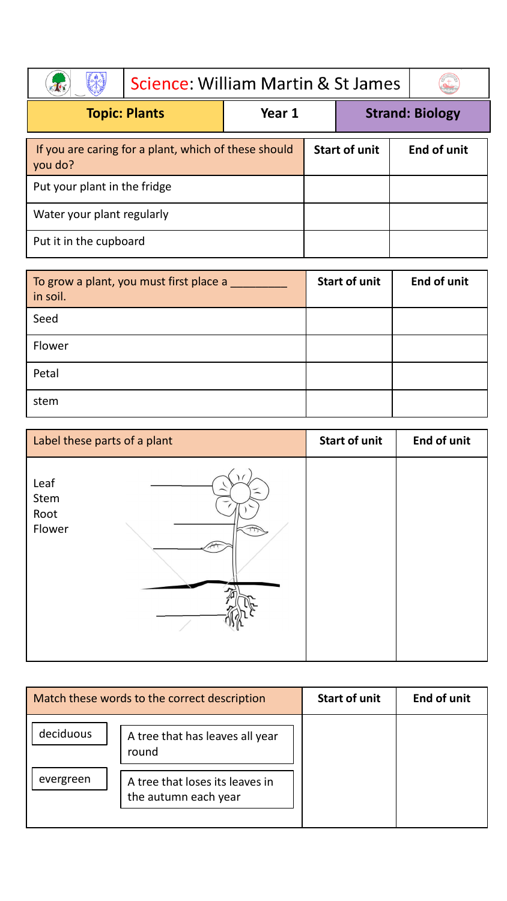| Science: William Martin & St James | | |
| --- | --- | --- |
| **Topic: Plants** | **Year 1** | **Strand: Biology** |

| If you are caring for a plant, which of these should you do? | Start of unit | End of unit |
| --- | --- | --- |
| Put your plant in the fridge | | |
| Water your plant regularly | | |
| Put it in the cupboard | | |

| To grow a plant, you must first place a _________ in soil. | Start of unit | End of unit |
| --- | --- | --- |
| Seed | | |
| Flower | | |
| Petal | | |
| stem | | |

| Label these parts of a plant | Start of unit | End of unit |
| --- | --- | --- |
| Leaf<br>Stem<br>Root<br>Flower | | |

| Match these words to the correct description | Start of unit | End of unit |
| --- | --- | --- |
| deciduous — A tree that has leaves all year round<br>evergreen — A tree that loses its leaves in the autumn each year | | |